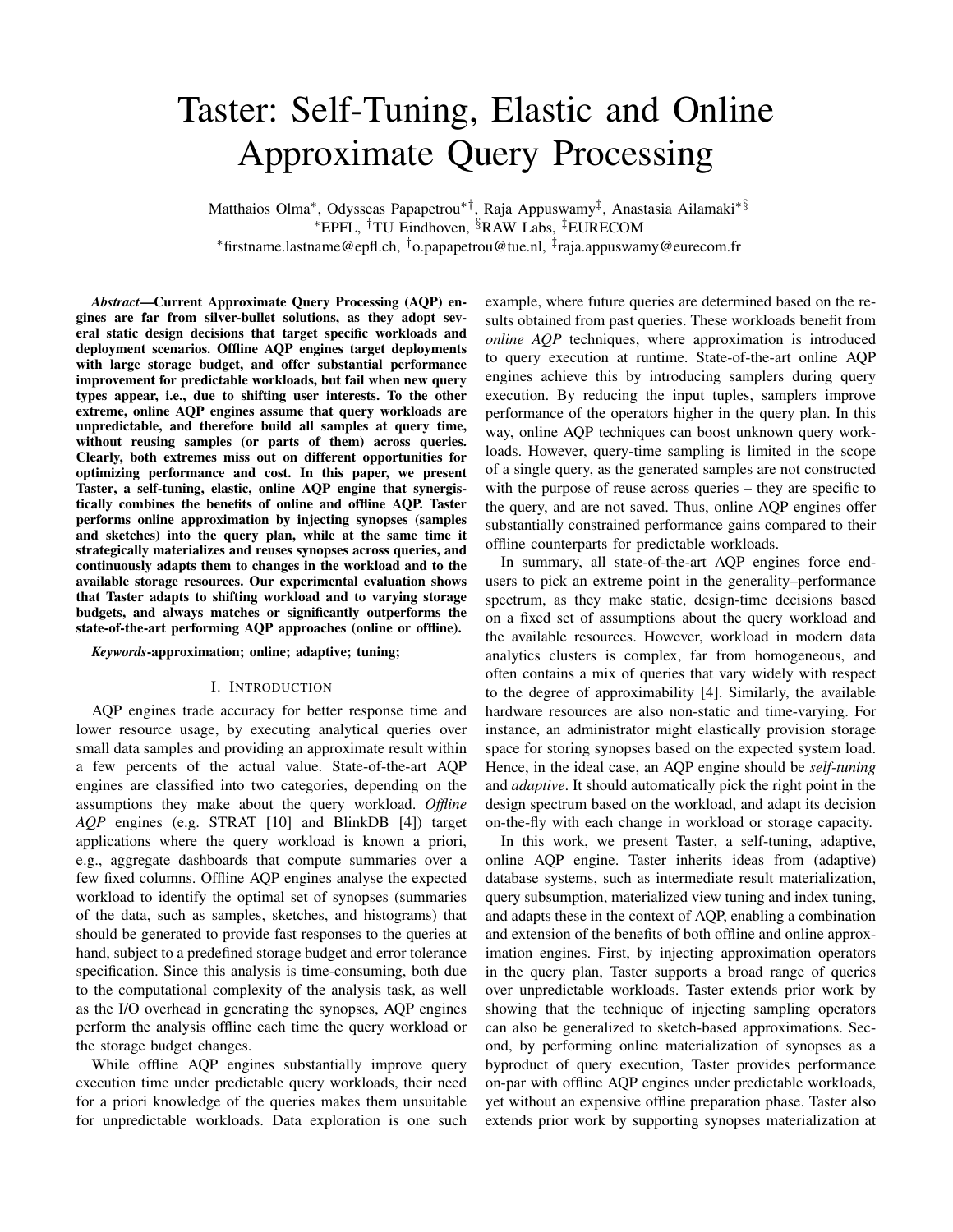# Taster: Self-Tuning, Elastic and Online Approximate Query Processing

Matthaios Olma*, Odysseas Papapetrou*†, Raja Appuswamy‡, Anastasia Ailamaki*§

*EPFL, †TU Eindhoven, §RAW Labs, ‡EURECOM

*firstname.lastname@epfl.ch, †o.papapetrou@tue.nl, ‡raja.appuswamy@eurecom.fr

***Abstract*—Current Approximate Query Processing (AQP) engines are far from silver-bullet solutions, as they adopt several static design decisions that target specific workloads and deployment scenarios. Offline AQP engines target deployments with large storage budget, and offer substantial performance improvement for predictable workloads, but fail when new query types appear, i.e., due to shifting user interests. To the other extreme, online AQP engines assume that query workloads are unpredictable, and therefore build all samples at query time, without reusing samples (or parts of them) across queries. Clearly, both extremes miss out on different opportunities for optimizing performance and cost. In this paper, we present Taster, a self-tuning, elastic, online AQP engine that synergistically combines the benefits of online and offline AQP. Taster performs online approximation by injecting synopses (samples and sketches) into the query plan, while at the same time it strategically materializes and reuses synopses across queries, and continuously adapts them to changes in the workload and to the available storage resources. Our experimental evaluation shows that Taster adapts to shifting workload and to varying storage budgets, and always matches or significantly outperforms the state-of-the-art performing AQP approaches (online or offline).**

***Keywords*-approximation; online; adaptive; tuning;**

## I. Introduction

AQP engines trade accuracy for better response time and lower resource usage, by executing analytical queries over small data samples and providing an approximate result within a few percents of the actual value. State-of-the-art AQP engines are classified into two categories, depending on the assumptions they make about the query workload. *Offline AQP* engines (e.g. STRAT [10] and BlinkDB [4]) target applications where the query workload is known a priori, e.g., aggregate dashboards that compute summaries over a few fixed columns. Offline AQP engines analyse the expected workload to identify the optimal set of synopses (summaries of the data, such as samples, sketches, and histograms) that should be generated to provide fast responses to the queries at hand, subject to a predefined storage budget and error tolerance specification. Since this analysis is time-consuming, both due to the computational complexity of the analysis task, as well as the I/O overhead in generating the synopses, AQP engines perform the analysis offline each time the query workload or the storage budget changes.

While offline AQP engines substantially improve query execution time under predictable query workloads, their need for a priori knowledge of the queries makes them unsuitable for unpredictable workloads. Data exploration is one such example, where future queries are determined based on the results obtained from past queries. These workloads benefit from *online AQP* techniques, where approximation is introduced to query execution at runtime. State-of-the-art online AQP engines achieve this by introducing samplers during query execution. By reducing the input tuples, samplers improve performance of the operators higher in the query plan. In this way, online AQP techniques can boost unknown query workloads. However, query-time sampling is limited in the scope of a single query, as the generated samples are not constructed with the purpose of reuse across queries – they are specific to the query, and are not saved. Thus, online AQP engines offer substantially constrained performance gains compared to their offline counterparts for predictable workloads.

In summary, all state-of-the-art AQP engines force end-users to pick an extreme point in the generality–performance spectrum, as they make static, design-time decisions based on a fixed set of assumptions about the query workload and the available resources. However, workload in modern data analytics clusters is complex, far from homogeneous, and often contains a mix of queries that vary widely with respect to the degree of approximability [4]. Similarly, the available hardware resources are also non-static and time-varying. For instance, an administrator might elastically provision storage space for storing synopses based on the expected system load. Hence, in the ideal case, an AQP engine should be *self-tuning* and *adaptive*. It should automatically pick the right point in the design spectrum based on the workload, and adapt its decision on-the-fly with each change in workload or storage capacity.

In this work, we present Taster, a self-tuning, adaptive, online AQP engine. Taster inherits ideas from (adaptive) database systems, such as intermediate result materialization, query subsumption, materialized view tuning and index tuning, and adapts these in the context of AQP, enabling a combination and extension of the benefits of both offline and online approximation engines. First, by injecting approximation operators in the query plan, Taster supports a broad range of queries over unpredictable workloads. Taster extends prior work by showing that the technique of injecting sampling operators can also be generalized to sketch-based approximations. Second, by performing online materialization of synopses as a byproduct of query execution, Taster provides performance on-par with offline AQP engines under predictable workloads, yet without an expensive offline preparation phase. Taster also extends prior work by supporting synopses materialization at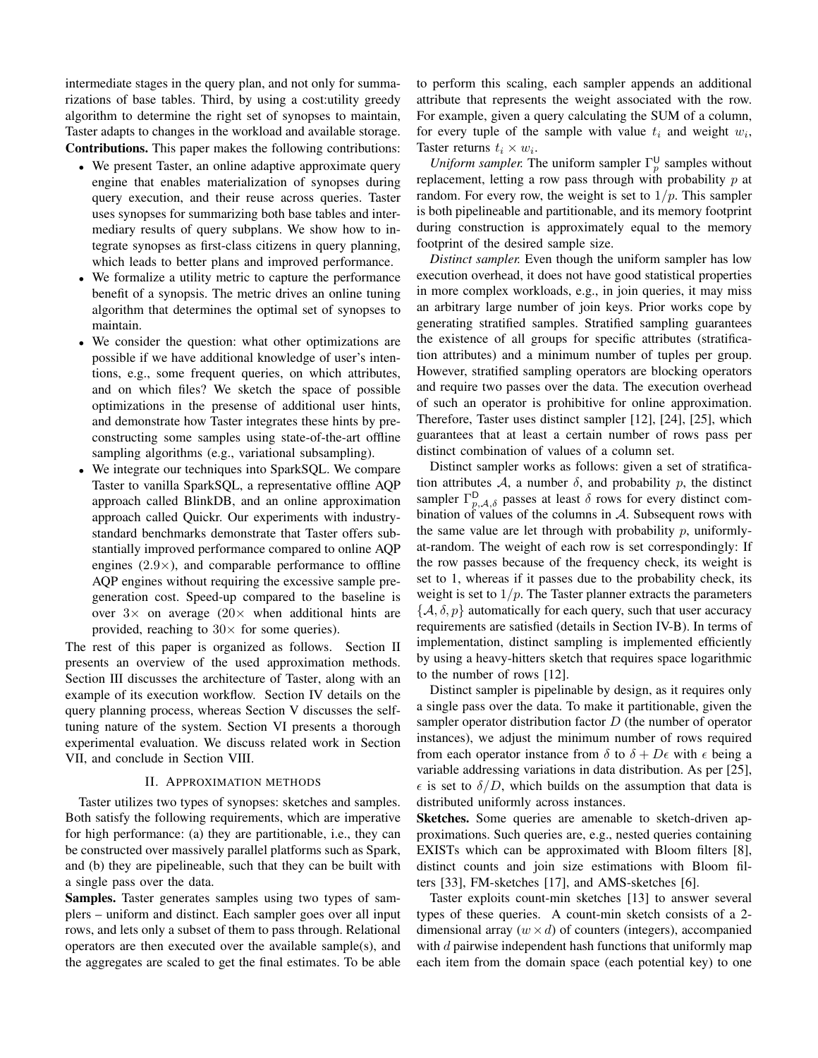intermediate stages in the query plan, and not only for summarizations of base tables. Third, by using a cost:utility greedy algorithm to determine the right set of synopses to maintain, Taster adapts to changes in the workload and available storage.

**Contributions.** This paper makes the following contributions:

- We present Taster, an online adaptive approximate query engine that enables materialization of synopses during query execution, and their reuse across queries. Taster uses synopses for summarizing both base tables and intermediary results of query subplans. We show how to integrate synopses as first-class citizens in query planning, which leads to better plans and improved performance.
- We formalize a utility metric to capture the performance benefit of a synopsis. The metric drives an online tuning algorithm that determines the optimal set of synopses to maintain.
- We consider the question: what other optimizations are possible if we have additional knowledge of user's intentions, e.g., some frequent queries, on which attributes, and on which files? We sketch the space of possible optimizations in the presense of additional user hints, and demonstrate how Taster integrates these hints by preconstructing some samples using state-of-the-art offline sampling algorithms (e.g., variational subsampling).
- We integrate our techniques into SparkSQL. We compare Taster to vanilla SparkSQL, a representative offline AQP approach called BlinkDB, and an online approximation approach called Quickr. Our experiments with industry-standard benchmarks demonstrate that Taster offers substantially improved performance compared to online AQP engines (2.9×), and comparable performance to offline AQP engines without requiring the excessive sample pre-generation cost. Speed-up compared to the baseline is over 3× on average (20× when additional hints are provided, reaching to 30× for some queries).

The rest of this paper is organized as follows. Section II presents an overview of the used approximation methods. Section III discusses the architecture of Taster, along with an example of its execution workflow. Section IV details on the query planning process, whereas Section V discusses the self-tuning nature of the system. Section VI presents a thorough experimental evaluation. We discuss related work in Section VII, and conclude in Section VIII.

## II. Approximation methods

Taster utilizes two types of synopses: sketches and samples. Both satisfy the following requirements, which are imperative for high performance: (a) they are partitionable, i.e., they can be constructed over massively parallel platforms such as Spark, and (b) they are pipelineable, such that they can be built with a single pass over the data.

**Samples.** Taster generates samples using two types of samplers – uniform and distinct. Each sampler goes over all input rows, and lets only a subset of them to pass through. Relational operators are then executed over the available sample(s), and the aggregates are scaled to get the final estimates. To be able to perform this scaling, each sampler appends an additional attribute that represents the weight associated with the row. For example, given a query calculating the SUM of a column, for every tuple of the sample with value $t_i$ and weight $w_i$, Taster returns $t_i \times w_i$.

*Uniform sampler.* The uniform sampler $\Gamma_p^{\mathsf{U}}$ samples without replacement, letting a row pass through with probability $p$ at random. For every row, the weight is set to $1/p$. This sampler is both pipelineable and partitionable, and its memory footprint during construction is approximately equal to the memory footprint of the desired sample size.

*Distinct sampler.* Even though the uniform sampler has low execution overhead, it does not have good statistical properties in more complex workloads, e.g., in join queries, it may miss an arbitrary large number of join keys. Prior works cope by generating stratified samples. Stratified sampling guarantees the existence of all groups for specific attributes (stratification attributes) and a minimum number of tuples per group. However, stratified sampling operators are blocking operators and require two passes over the data. The execution overhead of such an operator is prohibitive for online approximation. Therefore, Taster uses distinct sampler [12], [24], [25], which guarantees that at least a certain number of rows pass per distinct combination of values of a column set.

Distinct sampler works as follows: given a set of stratification attributes $\mathcal{A}$, a number $\delta$, and probability $p$, the distinct sampler $\Gamma_{p,\mathcal{A},\delta}^{\mathsf{D}}$ passes at least $\delta$ rows for every distinct combination of values of the columns in $\mathcal{A}$. Subsequent rows with the same value are let through with probability $p$, uniformly-at-random. The weight of each row is set correspondingly: If the row passes because of the frequency check, its weight is set to 1, whereas if it passes due to the probability check, its weight is set to $1/p$. The Taster planner extracts the parameters $\{\mathcal{A}, \delta, p\}$ automatically for each query, such that user accuracy requirements are satisfied (details in Section IV-B). In terms of implementation, distinct sampling is implemented efficiently by using a heavy-hitters sketch that requires space logarithmic to the number of rows [12].

Distinct sampler is pipelinable by design, as it requires only a single pass over the data. To make it partitionable, given the sampler operator distribution factor $D$ (the number of operator instances), we adjust the minimum number of rows required from each operator instance from $\delta$ to $\delta + D\epsilon$ with $\epsilon$ being a variable addressing variations in data distribution. As per [25], $\epsilon$ is set to $\delta/D$, which builds on the assumption that data is distributed uniformly across instances.

**Sketches.** Some queries are amenable to sketch-driven approximations. Such queries are, e.g., nested queries containing EXISTs which can be approximated with Bloom filters [8], distinct counts and join size estimations with Bloom filters [33], FM-sketches [17], and AMS-sketches [6].

Taster exploits count-min sketches [13] to answer several types of these queries. A count-min sketch consists of a 2-dimensional array ($w \times d$) of counters (integers), accompanied with $d$ pairwise independent hash functions that uniformly map each item from the domain space (each potential key) to one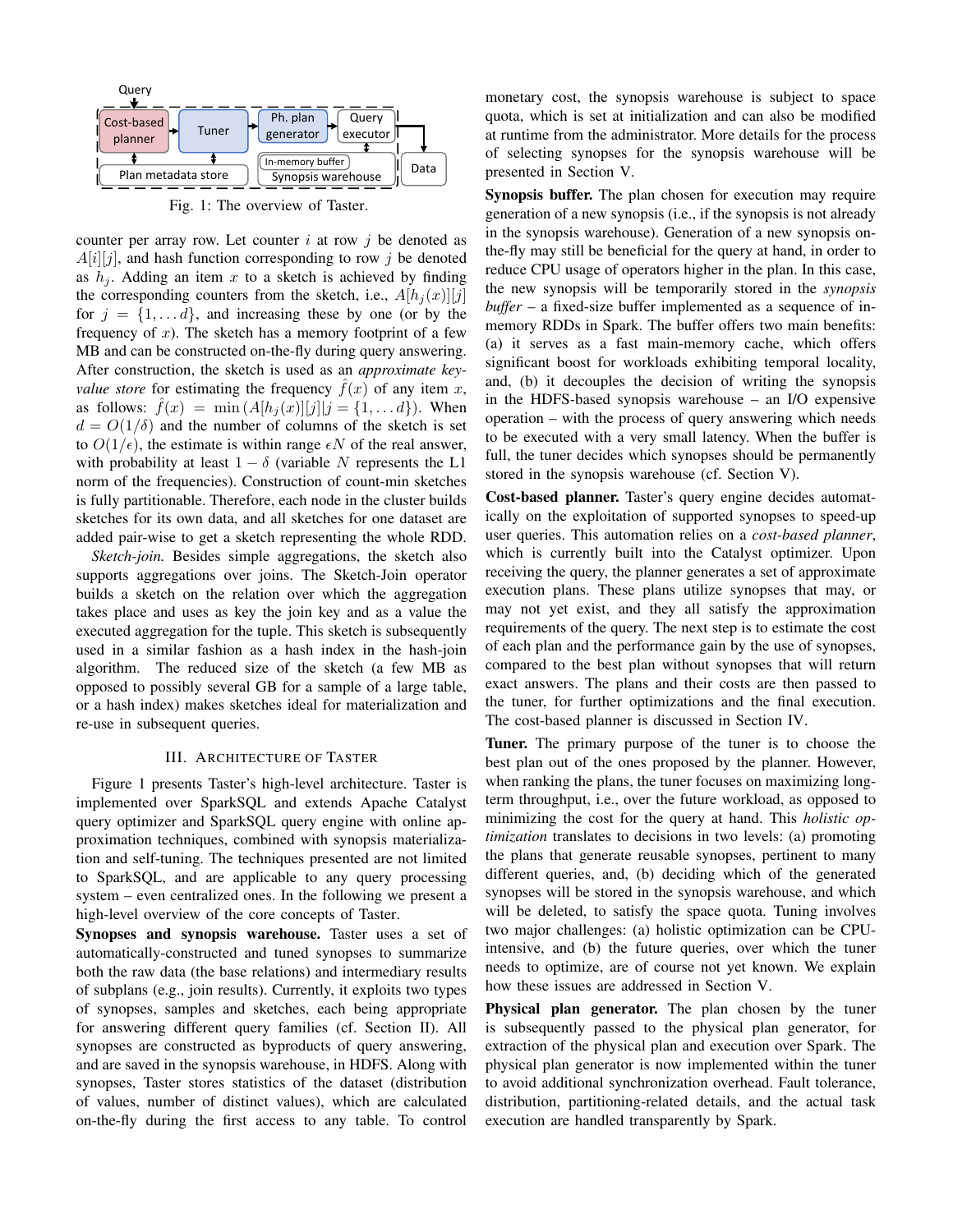Fig. 1: The overview of Taster.

counter per array row. Let counter $i$ at row $j$ be denoted as $A[i][j]$, and hash function corresponding to row $j$ be denoted as $h_j$. Adding an item $x$ to a sketch is achieved by finding the corresponding counters from the sketch, i.e., $A[h_j(x)][j]$ for $j = \{1, \ldots d\}$, and increasing these by one (or by the frequency of $x$). The sketch has a memory footprint of a few MB and can be constructed on-the-fly during query answering. After construction, the sketch is used as an *approximate key-value store* for estimating the frequency $\hat{f}(x)$ of any item $x$, as follows: $\hat{f}(x) = \min(A[h_j(x)][j] | j = \{1, \ldots d\})$. When $d = O(1/\delta)$ and the number of columns of the sketch is set to $O(1/\epsilon)$, the estimate is within range $\epsilon N$ of the real answer, with probability at least $1 - \delta$ (variable $N$ represents the L1 norm of the frequencies). Construction of count-min sketches is fully partitionable. Therefore, each node in the cluster builds sketches for its own data, and all sketches for one dataset are added pair-wise to get a sketch representing the whole RDD.

*Sketch-join.* Besides simple aggregations, the sketch also supports aggregations over joins. The Sketch-Join operator builds a sketch on the relation over which the aggregation takes place and uses as key the join key and as a value the executed aggregation for the tuple. This sketch is subsequently used in a similar fashion as a hash index in the hash-join algorithm. The reduced size of the sketch (a few MB as opposed to possibly several GB for a sample of a large table, or a hash index) makes sketches ideal for materialization and re-use in subsequent queries.

## III. Architecture of Taster

Figure 1 presents Taster's high-level architecture. Taster is implemented over SparkSQL and extends Apache Catalyst query optimizer and SparkSQL query engine with online approximation techniques, combined with synopsis materialization and self-tuning. The techniques presented are not limited to SparkSQL, and are applicable to any query processing system – even centralized ones. In the following we present a high-level overview of the core concepts of Taster.

**Synopses and synopsis warehouse.** Taster uses a set of automatically-constructed and tuned synopses to summarize both the raw data (the base relations) and intermediary results of subplans (e.g., join results). Currently, it exploits two types of synopses, samples and sketches, each being appropriate for answering different query families (cf. Section II). All synopses are constructed as byproducts of query answering, and are saved in the synopsis warehouse, in HDFS. Along with synopses, Taster stores statistics of the dataset (distribution of values, number of distinct values), which are calculated on-the-fly during the first access to any table. To control monetary cost, the synopsis warehouse is subject to space quota, which is set at initialization and can also be modified at runtime from the administrator. More details for the process of selecting synopses for the synopsis warehouse will be presented in Section V.

**Synopsis buffer.** The plan chosen for execution may require generation of a new synopsis (i.e., if the synopsis is not already in the synopsis warehouse). Generation of a new synopsis on-the-fly may still be beneficial for the query at hand, in order to reduce CPU usage of operators higher in the plan. In this case, the new synopsis will be temporarily stored in the *synopsis buffer* – a fixed-size buffer implemented as a sequence of in-memory RDDs in Spark. The buffer offers two main benefits: (a) it serves as a fast main-memory cache, which offers significant boost for workloads exhibiting temporal locality, and, (b) it decouples the decision of writing the synopsis in the HDFS-based synopsis warehouse – an I/O expensive operation – with the process of query answering which needs to be executed with a very small latency. When the buffer is full, the tuner decides which synopses should be permanently stored in the synopsis warehouse (cf. Section V).

**Cost-based planner.** Taster's query engine decides automatically on the exploitation of supported synopses to speed-up user queries. This automation relies on a *cost-based planner*, which is currently built into the Catalyst optimizer. Upon receiving the query, the planner generates a set of approximate execution plans. These plans utilize synopses that may, or may not yet exist, and they all satisfy the approximation requirements of the query. The next step is to estimate the cost of each plan and the performance gain by the use of synopses, compared to the best plan without synopses that will return exact answers. The plans and their costs are then passed to the tuner, for further optimizations and the final execution. The cost-based planner is discussed in Section IV.

**Tuner.** The primary purpose of the tuner is to choose the best plan out of the ones proposed by the planner. However, when ranking the plans, the tuner focuses on maximizing long-term throughput, i.e., over the future workload, as opposed to minimizing the cost for the query at hand. This *holistic optimization* translates to decisions in two levels: (a) promoting the plans that generate reusable synopses, pertinent to many different queries, and, (b) deciding which of the generated synopses will be stored in the synopsis warehouse, and which will be deleted, to satisfy the space quota. Tuning involves two major challenges: (a) holistic optimization can be CPU-intensive, and (b) the future queries, over which the tuner needs to optimize, are of course not yet known. We explain how these issues are addressed in Section V.

**Physical plan generator.** The plan chosen by the tuner is subsequently passed to the physical plan generator, for extraction of the physical plan and execution over Spark. The physical plan generator is now implemented within the tuner to avoid additional synchronization overhead. Fault tolerance, distribution, partitioning-related details, and the actual task execution are handled transparently by Spark.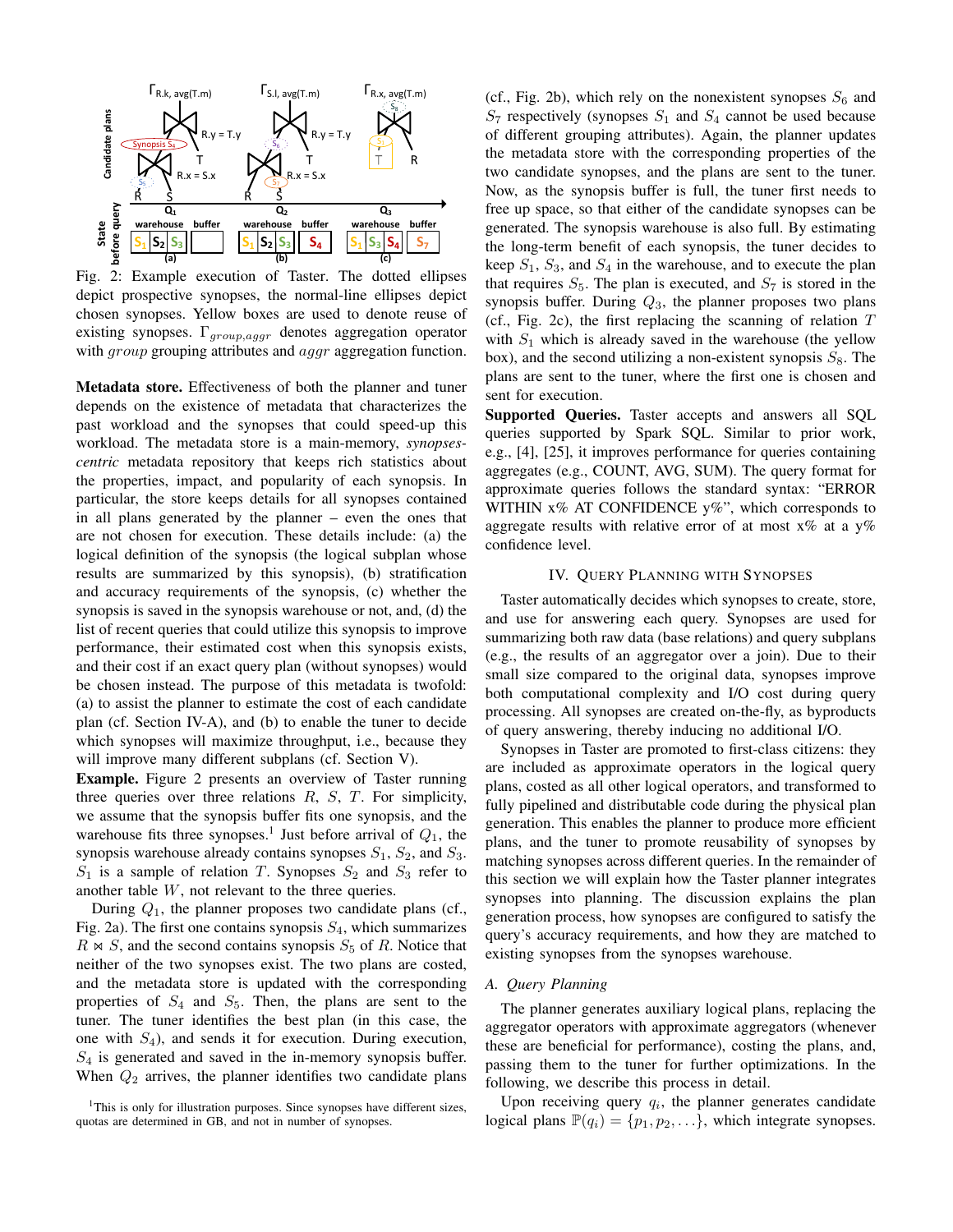Fig. 2: Example execution of Taster. The dotted ellipses depict prospective synopses, the normal-line ellipses depict chosen synopses. Yellow boxes are used to denote reuse of existing synopses. $\Gamma_{group,aggr}$ denotes aggregation operator with *group* grouping attributes and *aggr* aggregation function.

**Metadata store.** Effectiveness of both the planner and tuner depends on the existence of metadata that characterizes the past workload and the synopses that could speed-up this workload. The metadata store is a main-memory, *synopses-centric* metadata repository that keeps rich statistics about the properties, impact, and popularity of each synopsis. In particular, the store keeps details for all synopses contained in all plans generated by the planner – even the ones that are not chosen for execution. These details include: (a) the logical definition of the synopsis (the logical subplan whose results are summarized by this synopsis), (b) stratification and accuracy requirements of the synopsis, (c) whether the synopsis is saved in the synopsis warehouse or not, and, (d) the list of recent queries that could utilize this synopsis to improve performance, their estimated cost when this synopsis exists, and their cost if an exact query plan (without synopses) would be chosen instead. The purpose of this metadata is twofold: (a) to assist the planner to estimate the cost of each candidate plan (cf. Section IV-A), and (b) to enable the tuner to decide which synopses will maximize throughput, i.e., because they will improve many different subplans (cf. Section V).

**Example.** Figure 2 presents an overview of Taster running three queries over three relations $R$, $S$, $T$. For simplicity, we assume that the synopsis buffer fits one synopsis, and the warehouse fits three synopses.[1] Just before arrival of $Q_1$, the synopsis warehouse already contains synopses $S_1$, $S_2$, and $S_3$. $S_1$ is a sample of relation $T$. Synopses $S_2$ and $S_3$ refer to another table $W$, not relevant to the three queries.

During $Q_1$, the planner proposes two candidate plans (cf., Fig. 2a). The first one contains synopsis $S_4$, which summarizes $R \bowtie S$, and the second contains synopsis $S_5$ of $R$. Notice that neither of the two synopses exist. The two plans are costed, and the metadata store is updated with the corresponding properties of $S_4$ and $S_5$. Then, the plans are sent to the tuner. The tuner identifies the best plan (in this case, the one with $S_4$), and sends it for execution. During execution, $S_4$ is generated and saved in the in-memory synopsis buffer. When $Q_2$ arrives, the planner identifies two candidate plans (cf., Fig. 2b), which rely on the nonexistent synopses $S_6$ and $S_7$ respectively (synopses $S_1$ and $S_4$ cannot be used because of different grouping attributes). Again, the planner updates the metadata store with the corresponding properties of the two candidate synopses, and the plans are sent to the tuner. Now, as the synopsis buffer is full, the tuner first needs to free up space, so that either of the candidate synopses can be generated. The synopsis warehouse is also full. By estimating the long-term benefit of each synopsis, the tuner decides to keep $S_1$, $S_3$, and $S_4$ in the warehouse, and to execute the plan that requires $S_5$. The plan is executed, and $S_7$ is stored in the synopsis buffer. During $Q_3$, the planner proposes two plans (cf., Fig. 2c), the first replacing the scanning of relation $T$ with $S_1$ which is already saved in the warehouse (the yellow box), and the second utilizing a non-existent synopsis $S_8$. The plans are sent to the tuner, where the first one is chosen and sent for execution.

**Supported Queries.** Taster accepts and answers all SQL queries supported by Spark SQL. Similar to prior work, e.g., [4], [25], it improves performance for queries containing aggregates (e.g., COUNT, AVG, SUM). The query format for approximate queries follows the standard syntax: "ERROR WITHIN x% AT CONFIDENCE y%", which corresponds to aggregate results with relative error of at most x% at a y% confidence level.

## IV. Query Planning with Synopses

Taster automatically decides which synopses to create, store, and use for answering each query. Synopses are used for summarizing both raw data (base relations) and query subplans (e.g., the results of an aggregator over a join). Due to their small size compared to the original data, synopses improve both computational complexity and I/O cost during query processing. All synopses are created on-the-fly, as byproducts of query answering, thereby inducing no additional I/O.

Synopses in Taster are promoted to first-class citizens: they are included as approximate operators in the logical query plans, costed as all other logical operators, and transformed to fully pipelined and distributable code during the physical plan generation. This enables the planner to produce more efficient plans, and the tuner to promote reusability of synopses by matching synopses across different queries. In the remainder of this section we will explain how the Taster planner integrates synopses into planning. The discussion explains the plan generation process, how synopses are configured to satisfy the query's accuracy requirements, and how they are matched to existing synopses from the synopses warehouse.

### A. Query Planning

The planner generates auxiliary logical plans, replacing the aggregator operators with approximate aggregators (whenever these are beneficial for performance), costing the plans, and, passing them to the tuner for further optimizations. In the following, we describe this process in detail.

Upon receiving query $q_i$, the planner generates candidate logical plans $\mathbb{P}(q_i) = \{p_1, p_2, \ldots\}$, which integrate synopses.

[1] This is only for illustration purposes. Since synopses have different sizes, quotas are determined in GB, and not in number of synopses.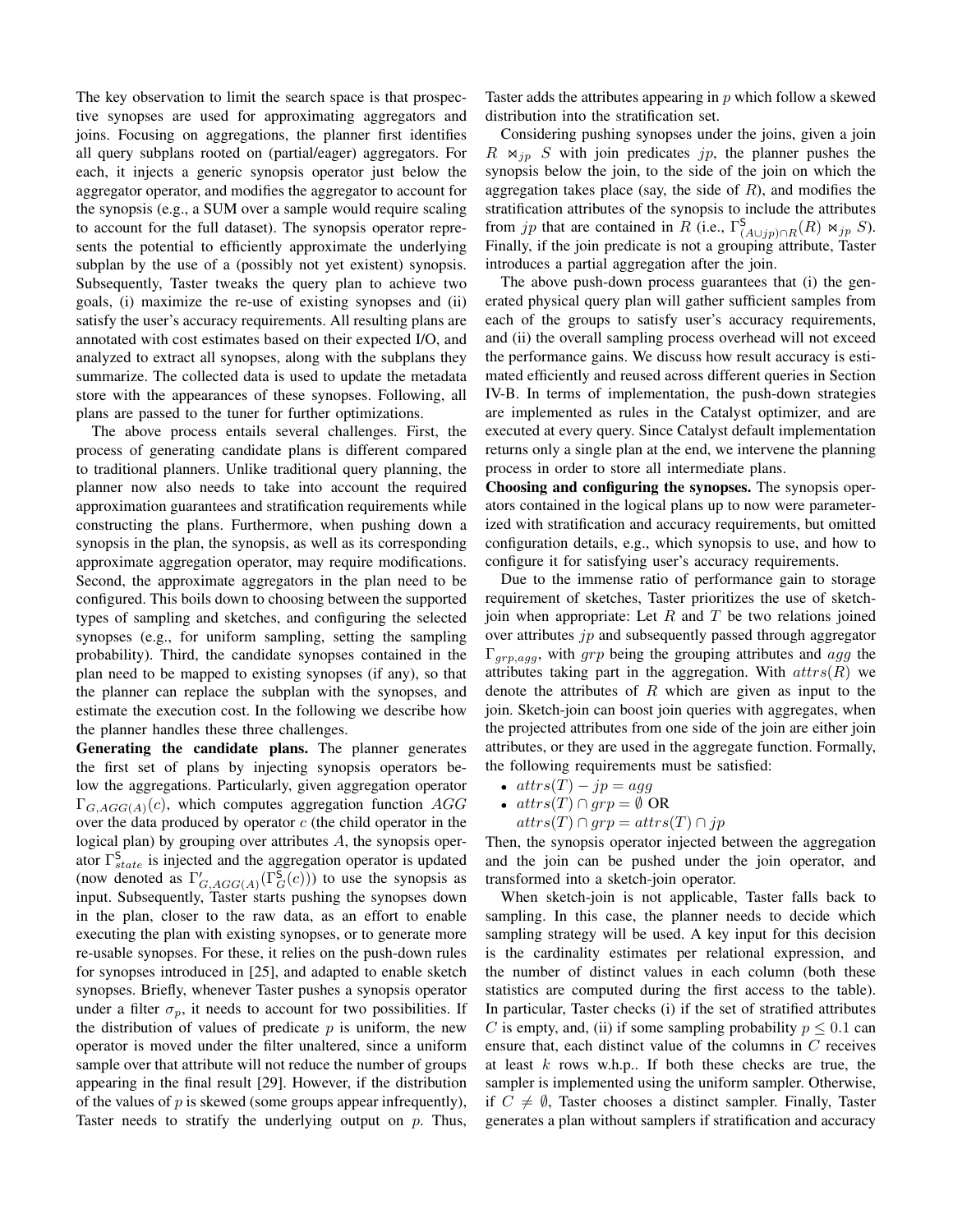The key observation to limit the search space is that prospective synopses are used for approximating aggregators and joins. Focusing on aggregations, the planner first identifies all query subplans rooted on (partial/eager) aggregators. For each, it injects a generic synopsis operator just below the aggregator operator, and modifies the aggregator to account for the synopsis (e.g., a SUM over a sample would require scaling to account for the full dataset). The synopsis operator represents the potential to efficiently approximate the underlying subplan by the use of a (possibly not yet existent) synopsis. Subsequently, Taster tweaks the query plan to achieve two goals, (i) maximize the re-use of existing synopses and (ii) satisfy the user's accuracy requirements. All resulting plans are annotated with cost estimates based on their expected I/O, and analyzed to extract all synopses, along with the subplans they summarize. The collected data is used to update the metadata store with the appearances of these synopses. Following, all plans are passed to the tuner for further optimizations.

The above process entails several challenges. First, the process of generating candidate plans is different compared to traditional planners. Unlike traditional query planning, the planner now also needs to take into account the required approximation guarantees and stratification requirements while constructing the plans. Furthermore, when pushing down a synopsis in the plan, the synopsis, as well as its corresponding approximate aggregation operator, may require modifications. Second, the approximate aggregators in the plan need to be configured. This boils down to choosing between the supported types of sampling and sketches, and configuring the selected synopses (e.g., for uniform sampling, setting the sampling probability). Third, the candidate synopses contained in the plan need to be mapped to existing synopses (if any), so that the planner can replace the subplan with the synopses, and estimate the execution cost. In the following we describe how the planner handles these three challenges.

**Generating the candidate plans.** The planner generates the first set of plans by injecting synopsis operators below the aggregations. Particularly, given aggregation operator $\Gamma_{G,AGG(A)}(c)$, which computes aggregation function $AGG$ over the data produced by operator $c$ (the child operator in the logical plan) by grouping over attributes $A$, the synopsis operator $\Gamma^{\mathsf{S}}_{state}$ is injected and the aggregation operator is updated (now denoted as $\Gamma'_{G,AGG(A)}(\Gamma^{\mathsf{S}}_{G}(c))$) to use the synopsis as input. Subsequently, Taster starts pushing the synopses down in the plan, closer to the raw data, as an effort to enable executing the plan with existing synopses, or to generate more re-usable synopses. For these, it relies on the push-down rules for synopses introduced in [25], and adapted to enable sketch synopses. Briefly, whenever Taster pushes a synopsis operator under a filter $\sigma_p$, it needs to account for two possibilities. If the distribution of values of predicate $p$ is uniform, the new operator is moved under the filter unaltered, since a uniform sample over that attribute will not reduce the number of groups appearing in the final result [29]. However, if the distribution of the values of $p$ is skewed (some groups appear infrequently), Taster needs to stratify the underlying output on $p$. Thus, Taster adds the attributes appearing in $p$ which follow a skewed distribution into the stratification set.

Considering pushing synopses under the joins, given a join $R \bowtie_{jp} S$ with join predicates $jp$, the planner pushes the synopsis below the join, to the side of the join on which the aggregation takes place (say, the side of $R$), and modifies the stratification attributes of the synopsis to include the attributes from $jp$ that are contained in $R$ (i.e., $\Gamma^{\mathsf{S}}_{(A \cup jp) \cap R}(R) \bowtie_{jp} S$). Finally, if the join predicate is not a grouping attribute, Taster introduces a partial aggregation after the join.

The above push-down process guarantees that (i) the generated physical query plan will gather sufficient samples from each of the groups to satisfy user's accuracy requirements, and (ii) the overall sampling process overhead will not exceed the performance gains. We discuss how result accuracy is estimated efficiently and reused across different queries in Section IV-B. In terms of implementation, the push-down strategies are implemented as rules in the Catalyst optimizer, and are executed at every query. Since Catalyst default implementation returns only a single plan at the end, we intervene the planning process in order to store all intermediate plans.

**Choosing and configuring the synopses.** The synopsis operators contained in the logical plans up to now were parameterized with stratification and accuracy requirements, but omitted configuration details, e.g., which synopsis to use, and how to configure it for satisfying user's accuracy requirements.

Due to the immense ratio of performance gain to storage requirement of sketches, Taster prioritizes the use of sketch-join when appropriate: Let $R$ and $T$ be two relations joined over attributes $jp$ and subsequently passed through aggregator $\Gamma_{grp,agg}$, with $grp$ being the grouping attributes and $agg$ the attributes taking part in the aggregation. With $attrs(R)$ we denote the attributes of $R$ which are given as input to the join. Sketch-join can boost join queries with aggregates, when the projected attributes from one side of the join are either join attributes, or they are used in the aggregate function. Formally, the following requirements must be satisfied:

- $attrs(T) - jp = agg$
- $attrs(T) \cap grp = \emptyset$ OR
  $attrs(T) \cap grp = attrs(T) \cap jp$

Then, the synopsis operator injected between the aggregation and the join can be pushed under the join operator, and transformed into a sketch-join operator.

When sketch-join is not applicable, Taster falls back to sampling. In this case, the planner needs to decide which sampling strategy will be used. A key input for this decision is the cardinality estimates per relational expression, and the number of distinct values in each column (both these statistics are computed during the first access to the table). In particular, Taster checks (i) if the set of stratified attributes $C$ is empty, and, (ii) if some sampling probability $p \leq 0.1$ can ensure that, each distinct value of the columns in $C$ receives at least $k$ rows w.h.p.. If both these checks are true, the sampler is implemented using the uniform sampler. Otherwise, if $C \neq \emptyset$, Taster chooses a distinct sampler. Finally, Taster generates a plan without samplers if stratification and accuracy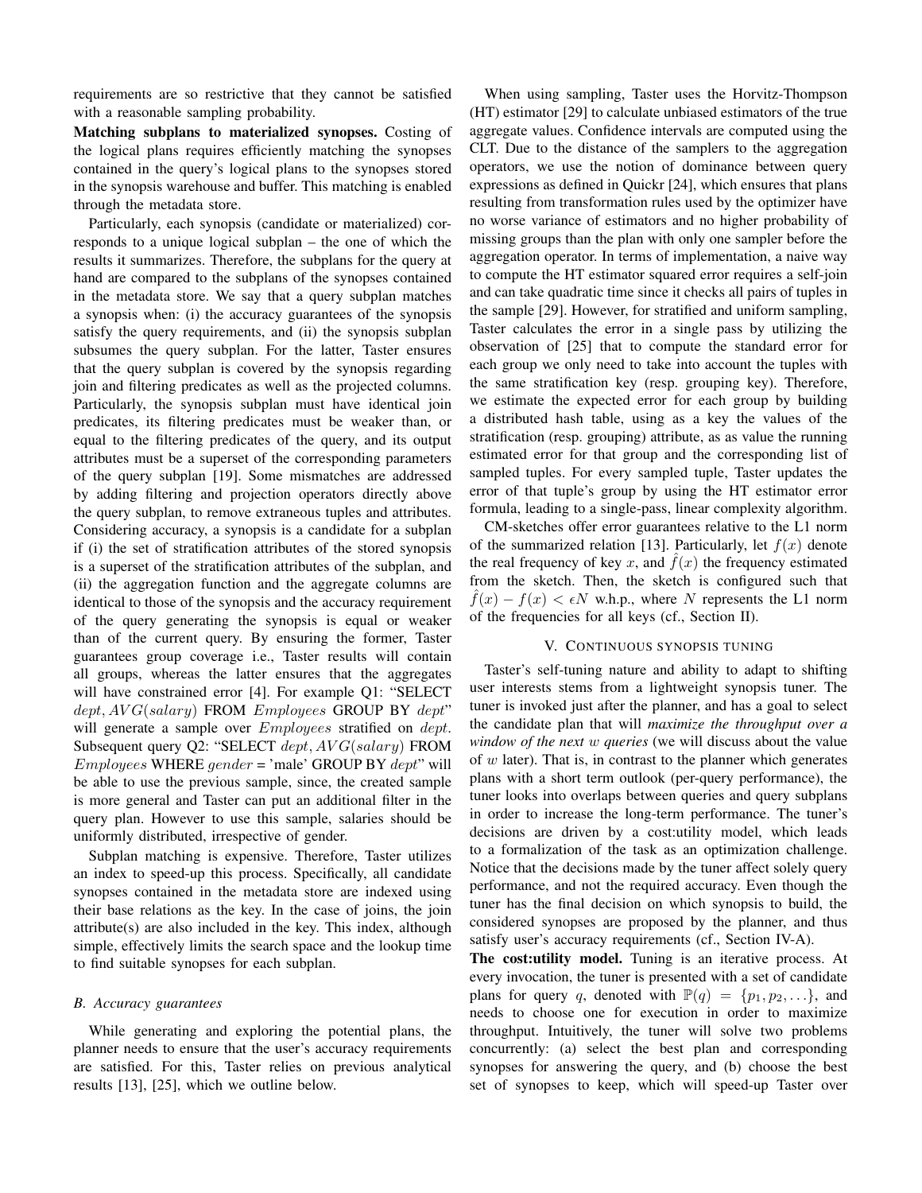requirements are so restrictive that they cannot be satisfied with a reasonable sampling probability.

**Matching subplans to materialized synopses.** Costing of the logical plans requires efficiently matching the synopses contained in the query's logical plans to the synopses stored in the synopsis warehouse and buffer. This matching is enabled through the metadata store.

Particularly, each synopsis (candidate or materialized) corresponds to a unique logical subplan – the one of which the results it summarizes. Therefore, the subplans for the query at hand are compared to the subplans of the synopses contained in the metadata store. We say that a query subplan matches a synopsis when: (i) the accuracy guarantees of the synopsis satisfy the query requirements, and (ii) the synopsis subplan subsumes the query subplan. For the latter, Taster ensures that the query subplan is covered by the synopsis regarding join and filtering predicates as well as the projected columns. Particularly, the synopsis subplan must have identical join predicates, its filtering predicates must be weaker than, or equal to the filtering predicates of the query, and its output attributes must be a superset of the corresponding parameters of the query subplan [19]. Some mismatches are addressed by adding filtering and projection operators directly above the query subplan, to remove extraneous tuples and attributes. Considering accuracy, a synopsis is a candidate for a subplan if (i) the set of stratification attributes of the stored synopsis is a superset of the stratification attributes of the subplan, and (ii) the aggregation function and the aggregate columns are identical to those of the synopsis and the accuracy requirement of the query generating the synopsis is equal or weaker than of the current query. By ensuring the former, Taster guarantees group coverage i.e., Taster results will contain all groups, whereas the latter ensures that the aggregates will have constrained error [4]. For example Q1: "SELECT $dept, AVG(salary)$ FROM $Employees$ GROUP BY $dept$" will generate a sample over $Employees$ stratified on $dept$. Subsequent query Q2: "SELECT $dept, AVG(salary)$ FROM $Employees$ WHERE $gender$ = 'male' GROUP BY $dept$" will be able to use the previous sample, since, the created sample is more general and Taster can put an additional filter in the query plan. However to use this sample, salaries should be uniformly distributed, irrespective of gender.

Subplan matching is expensive. Therefore, Taster utilizes an index to speed-up this process. Specifically, all candidate synopses contained in the metadata store are indexed using their base relations as the key. In the case of joins, the join attribute(s) are also included in the key. This index, although simple, effectively limits the search space and the lookup time to find suitable synopses for each subplan.

### B. Accuracy guarantees

While generating and exploring the potential plans, the planner needs to ensure that the user's accuracy requirements are satisfied. For this, Taster relies on previous analytical results [13], [25], which we outline below.

When using sampling, Taster uses the Horvitz-Thompson (HT) estimator [29] to calculate unbiased estimators of the true aggregate values. Confidence intervals are computed using the CLT. Due to the distance of the samplers to the aggregation operators, we use the notion of dominance between query expressions as defined in Quickr [24], which ensures that plans resulting from transformation rules used by the optimizer have no worse variance of estimators and no higher probability of missing groups than the plan with only one sampler before the aggregation operator. In terms of implementation, a naive way to compute the HT estimator squared error requires a self-join and can take quadratic time since it checks all pairs of tuples in the sample [29]. However, for stratified and uniform sampling, Taster calculates the error in a single pass by utilizing the observation of [25] that to compute the standard error for each group we only need to take into account the tuples with the same stratification key (resp. grouping key). Therefore, we estimate the expected error for each group by building a distributed hash table, using as a key the values of the stratification (resp. grouping) attribute, as as value the running estimated error for that group and the corresponding list of sampled tuples. For every sampled tuple, Taster updates the error of that tuple's group by using the HT estimator error formula, leading to a single-pass, linear complexity algorithm.

CM-sketches offer error guarantees relative to the L1 norm of the summarized relation [13]. Particularly, let $f(x)$ denote the real frequency of key $x$, and $\hat{f}(x)$ the frequency estimated from the sketch. Then, the sketch is configured such that $\hat{f}(x) - f(x) < \epsilon N$ w.h.p., where $N$ represents the L1 norm of the frequencies for all keys (cf., Section II).

## V. Continuous synopsis tuning

Taster's self-tuning nature and ability to adapt to shifting user interests stems from a lightweight synopsis tuner. The tuner is invoked just after the planner, and has a goal to select the candidate plan that will *maximize the throughput over a window of the next $w$ queries* (we will discuss about the value of $w$ later). That is, in contrast to the planner which generates plans with a short term outlook (per-query performance), the tuner looks into overlaps between queries and query subplans in order to increase the long-term performance. The tuner's decisions are driven by a cost:utility model, which leads to a formalization of the task as an optimization challenge. Notice that the decisions made by the tuner affect solely query performance, and not the required accuracy. Even though the tuner has the final decision on which synopsis to build, the considered synopses are proposed by the planner, and thus satisfy user's accuracy requirements (cf., Section IV-A).

**The cost:utility model.** Tuning is an iterative process. At every invocation, the tuner is presented with a set of candidate plans for query $q$, denoted with $\mathbb{P}(q) = \{p_1, p_2, \ldots\}$, and needs to choose one for execution in order to maximize throughput. Intuitively, the tuner will solve two problems concurrently: (a) select the best plan and corresponding synopses for answering the query, and (b) choose the best set of synopses to keep, which will speed-up Taster over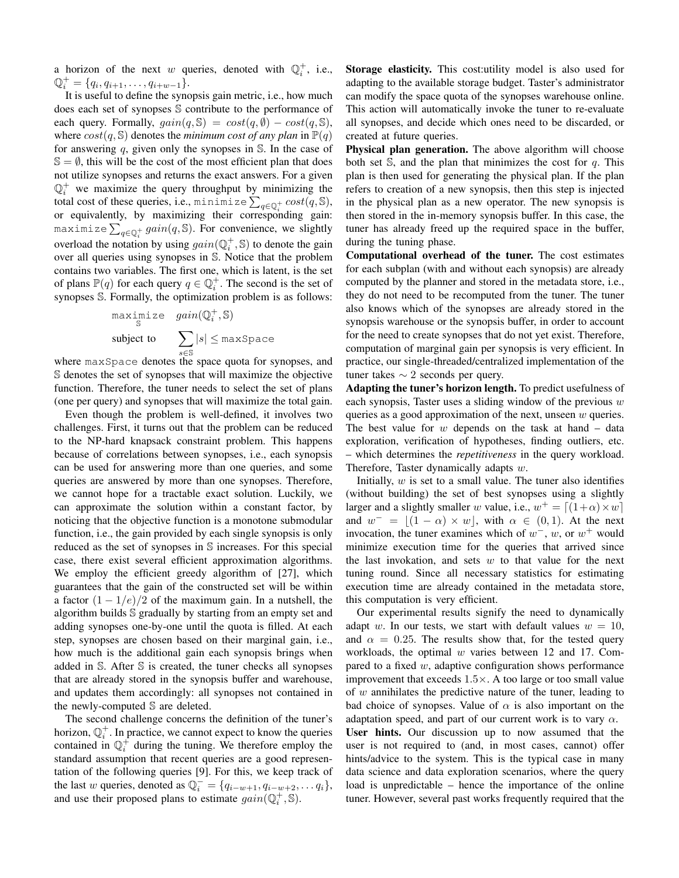a horizon of the next $w$ queries, denoted with $\mathbb{Q}_i^+$, i.e., $\mathbb{Q}_i^+ = \{q_i, q_{i+1}, \ldots, q_{i+w-1}\}$.

It is useful to define the synopsis gain metric, i.e., how much does each set of synopses $\mathbb{S}$ contribute to the performance of each query. Formally, $gain(q, \mathbb{S}) = cost(q, \emptyset) - cost(q, \mathbb{S})$, where $cost(q, \mathbb{S})$ denotes the *minimum cost of any plan* in $\mathbb{P}(q)$ for answering $q$, given only the synopses in $\mathbb{S}$. In the case of $\mathbb{S} = \emptyset$, this will be the cost of the most efficient plan that does not utilize synopses and returns the exact answers. For a given $\mathbb{Q}_i^+$ we maximize the query throughput by minimizing the total cost of these queries, i.e., $\texttt{minimize} \sum_{q \in \mathbb{Q}_i^+} cost(q, \mathbb{S})$, or equivalently, by maximizing their corresponding gain: $\texttt{maximize} \sum_{q \in \mathbb{Q}_i^+} gain(q, \mathbb{S})$. For convenience, we slightly overload the notation by using $gain(\mathbb{Q}_i^+, \mathbb{S})$ to denote the gain over all queries using synopses in $\mathbb{S}$. Notice that the problem contains two variables. The first one, which is latent, is the set of plans $\mathbb{P}(q)$ for each query $q \in \mathbb{Q}_i^+$. The second is the set of synopses $\mathbb{S}$. Formally, the optimization problem is as follows:

$$\begin{aligned} \underset{\mathbb{S}}{\texttt{maximize}} \quad & gain(\mathbb{Q}_i^+, \mathbb{S}) \\ \text{subject to} \quad & \sum_{s \in \mathbb{S}} |s| \leq \texttt{maxSpace} \end{aligned}$$

where $\texttt{maxSpace}$ denotes the space quota for synopses, and $\mathbb{S}$ denotes the set of synopses that will maximize the objective function. Therefore, the tuner needs to select the set of plans (one per query) and synopses that will maximize the total gain.

Even though the problem is well-defined, it involves two challenges. First, it turns out that the problem can be reduced to the NP-hard knapsack constraint problem. This happens because of correlations between synopses, i.e., each synopsis can be used for answering more than one queries, and some queries are answered by more than one synopses. Therefore, we cannot hope for a tractable exact solution. Luckily, we can approximate the solution within a constant factor, by noticing that the objective function is a monotone submodular function, i.e., the gain provided by each single synopsis is only reduced as the set of synopses in $\mathbb{S}$ increases. For this special case, there exist several efficient approximation algorithms. We employ the efficient greedy algorithm of [27], which guarantees that the gain of the constructed set will be within a factor $(1 - 1/e)/2$ of the maximum gain. In a nutshell, the algorithm builds $\mathbb{S}$ gradually by starting from an empty set and adding synopses one-by-one until the quota is filled. At each step, synopses are chosen based on their marginal gain, i.e., how much is the additional gain each synopsis brings when added in $\mathbb{S}$. After $\mathbb{S}$ is created, the tuner checks all synopses that are already stored in the synopsis buffer and warehouse, and updates them accordingly: all synopses not contained in the newly-computed $\mathbb{S}$ are deleted.

The second challenge concerns the definition of the tuner's horizon, $\mathbb{Q}_i^+$. In practice, we cannot expect to know the queries contained in $\mathbb{Q}_i^+$ during the tuning. We therefore employ the standard assumption that recent queries are a good representation of the following queries [9]. For this, we keep track of the last $w$ queries, denoted as $\mathbb{Q}_i^- = \{q_{i-w+1}, q_{i-w+2}, \ldots q_i\}$, and use their proposed plans to estimate $gain(\mathbb{Q}_i^+, \mathbb{S})$.

**Storage elasticity.** This cost:utility model is also used for adapting to the available storage budget. Taster's administrator can modify the space quota of the synopses warehouse online. This action will automatically invoke the tuner to re-evaluate all synopses, and decide which ones need to be discarded, or created at future queries.

**Physical plan generation.** The above algorithm will choose both set $\mathbb{S}$, and the plan that minimizes the cost for $q$. This plan is then used for generating the physical plan. If the plan refers to creation of a new synopsis, then this step is injected in the physical plan as a new operator. The new synopsis is then stored in the in-memory synopsis buffer. In this case, the tuner has already freed up the required space in the buffer, during the tuning phase.

**Computational overhead of the tuner.** The cost estimates for each subplan (with and without each synopsis) are already computed by the planner and stored in the metadata store, i.e., they do not need to be recomputed from the tuner. The tuner also knows which of the synopses are already stored in the synopsis warehouse or the synopsis buffer, in order to account for the need to create synopses that do not yet exist. Therefore, computation of marginal gain per synopsis is very efficient. In practice, our single-threaded/centralized implementation of the tuner takes $\sim 2$ seconds per query.

**Adapting the tuner's horizon length.** To predict usefulness of each synopsis, Taster uses a sliding window of the previous $w$ queries as a good approximation of the next, unseen $w$ queries. The best value for $w$ depends on the task at hand – data exploration, verification of hypotheses, finding outliers, etc. – which determines the *repetitiveness* in the query workload. Therefore, Taster dynamically adapts $w$.

Initially, $w$ is set to a small value. The tuner also identifies (without building) the set of best synopses using a slightly larger and a slightly smaller $w$ value, i.e., $w^+ = \lceil (1+\alpha) \times w \rceil$ and $w^- = \lfloor (1-\alpha) \times w \rfloor$, with $\alpha \in (0, 1)$. At the next invocation, the tuner examines which of $w^-$, $w$, or $w^+$ would minimize execution time for the queries that arrived since the last invokation, and sets $w$ to that value for the next tuning round. Since all necessary statistics for estimating execution time are already contained in the metadata store, this computation is very efficient.

Our experimental results signify the need to dynamically adapt $w$. In our tests, we start with default values $w = 10$, and $\alpha = 0.25$. The results show that, for the tested query workloads, the optimal $w$ varies between 12 and 17. Compared to a fixed $w$, adaptive configuration shows performance improvement that exceeds $1.5\times$. A too large or too small value of $w$ annihilates the predictive nature of the tuner, leading to bad choice of synopses. Value of $\alpha$ is also important on the adaptation speed, and part of our current work is to vary $\alpha$.

**User hints.** Our discussion up to now assumed that the user is not required to (and, in most cases, cannot) offer hints/advice to the system. This is the typical case in many data science and data exploration scenarios, where the query load is unpredictable – hence the importance of the online tuner. However, several past works frequently required that the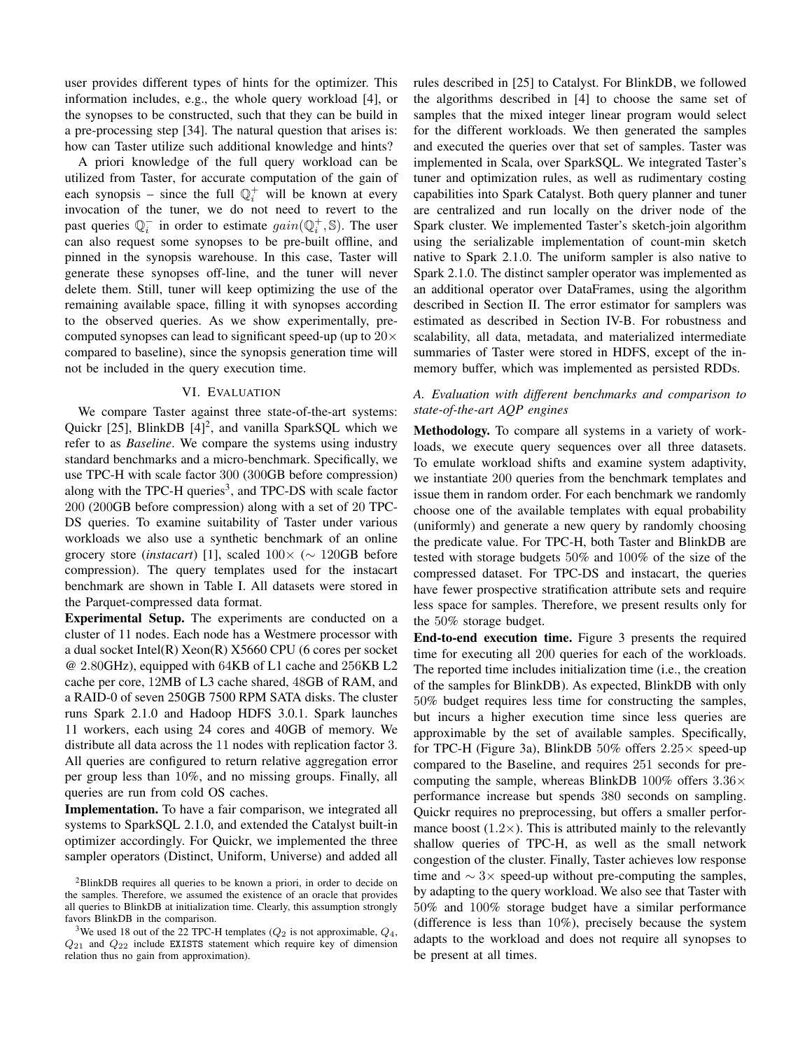user provides different types of hints for the optimizer. This information includes, e.g., the whole query workload [4], or the synopses to be constructed, such that they can be build in a pre-processing step [34]. The natural question that arises is: how can Taster utilize such additional knowledge and hints?

A priori knowledge of the full query workload can be utilized from Taster, for accurate computation of the gain of each synopsis – since the full $\mathbb{Q}_i^+$ will be known at every invocation of the tuner, we do not need to revert to the past queries $\mathbb{Q}_i^-$ in order to estimate $gain(\mathbb{Q}_i^+, \mathbb{S})$. The user can also request some synopses to be pre-built offline, and pinned in the synopsis warehouse. In this case, Taster will generate these synopses off-line, and the tuner will never delete them. Still, tuner will keep optimizing the use of the remaining available space, filling it with synopses according to the observed queries. As we show experimentally, pre-computed synopses can lead to significant speed-up (up to $20\times$ compared to baseline), since the synopsis generation time will not be included in the query execution time.

## VI. Evaluation

We compare Taster against three state-of-the-art systems: Quickr [25], BlinkDB [4][2], and vanilla SparkSQL which we refer to as *Baseline*. We compare the systems using industry standard benchmarks and a micro-benchmark. Specifically, we use TPC-H with scale factor 300 (300GB before compression) along with the TPC-H queries[3], and TPC-DS with scale factor 200 (200GB before compression) along with a set of 20 TPC-DS queries. To examine suitability of Taster under various workloads we also use a synthetic benchmark of an online grocery store (*instacart*) [1], scaled $100\times$ ($\sim 120$GB before compression). The query templates used for the instacart benchmark are shown in Table I. All datasets were stored in the Parquet-compressed data format.

**Experimental Setup.** The experiments are conducted on a cluster of 11 nodes. Each node has a Westmere processor with a dual socket Intel(R) Xeon(R) X5660 CPU (6 cores per socket @ 2.80GHz), equipped with 64KB of L1 cache and 256KB L2 cache per core, 12MB of L3 cache shared, 48GB of RAM, and a RAID-0 of seven 250GB 7500 RPM SATA disks. The cluster runs Spark 2.1.0 and Hadoop HDFS 3.0.1. Spark launches 11 workers, each using 24 cores and 40GB of memory. We distribute all data across the 11 nodes with replication factor 3. All queries are configured to return relative aggregation error per group less than 10%, and no missing groups. Finally, all queries are run from cold OS caches.

**Implementation.** To have a fair comparison, we integrated all systems to SparkSQL 2.1.0, and extended the Catalyst built-in optimizer accordingly. For Quickr, we implemented the three sampler operators (Distinct, Uniform, Universe) and added all rules described in [25] to Catalyst. For BlinkDB, we followed the algorithms described in [4] to choose the same set of samples that the mixed integer linear program would select for the different workloads. We then generated the samples and executed the queries over that set of samples. Taster was implemented in Scala, over SparkSQL. We integrated Taster's tuner and optimization rules, as well as rudimentary costing capabilities into Spark Catalyst. Both query planner and tuner are centralized and run locally on the driver node of the Spark cluster. We implemented Taster's sketch-join algorithm using the serializable implementation of count-min sketch native to Spark 2.1.0. The uniform sampler is also native to Spark 2.1.0. The distinct sampler operator was implemented as an additional operator over DataFrames, using the algorithm described in Section II. The error estimator for samplers was estimated as described in Section IV-B. For robustness and scalability, all data, metadata, and materialized intermediate summaries of Taster were stored in HDFS, except of the in-memory buffer, which was implemented as persisted RDDs.

### A. Evaluation with different benchmarks and comparison to state-of-the-art AQP engines

**Methodology.** To compare all systems in a variety of workloads, we execute query sequences over all three datasets. To emulate workload shifts and examine system adaptivity, we instantiate 200 queries from the benchmark templates and issue them in random order. For each benchmark we randomly choose one of the available templates with equal probability (uniformly) and generate a new query by randomly choosing the predicate value. For TPC-H, both Taster and BlinkDB are tested with storage budgets 50% and 100% of the size of the compressed dataset. For TPC-DS and instacart, the queries have fewer prospective stratification attribute sets and require less space for samples. Therefore, we present results only for the 50% storage budget.

**End-to-end execution time.** Figure 3 presents the required time for executing all 200 queries for each of the workloads. The reported time includes initialization time (i.e., the creation of the samples for BlinkDB). As expected, BlinkDB with only 50% budget requires less time for constructing the samples, but incurs a higher execution time since less queries are approximable by the set of available samples. Specifically, for TPC-H (Figure 3a), BlinkDB 50% offers $2.25\times$ speed-up compared to the Baseline, and requires 251 seconds for pre-computing the sample, whereas BlinkDB 100% offers $3.36\times$ performance increase but spends 380 seconds on sampling. Quickr requires no preprocessing, but offers a smaller performance boost ($1.2\times$). This is attributed mainly to the relevantly shallow queries of TPC-H, as well as the small network congestion of the cluster. Finally, Taster achieves low response time and $\sim 3\times$ speed-up without pre-computing the samples, by adapting to the query workload. We also see that Taster with 50% and 100% storage budget have a similar performance (difference is less than 10%), precisely because the system adapts to the workload and does not require all synopses to be present at all times.

---

[2] BlinkDB requires all queries to be known a priori, in order to decide on the samples. Therefore, we assumed the existence of an oracle that provides all queries to BlinkDB at initialization time. Clearly, this assumption strongly favors BlinkDB in the comparison.

[3] We used 18 out of the 22 TPC-H templates ($Q_2$ is not approximable, $Q_4$, $Q_{21}$ and $Q_{22}$ include `EXISTS` statement which require key of dimension relation thus no gain from approximation).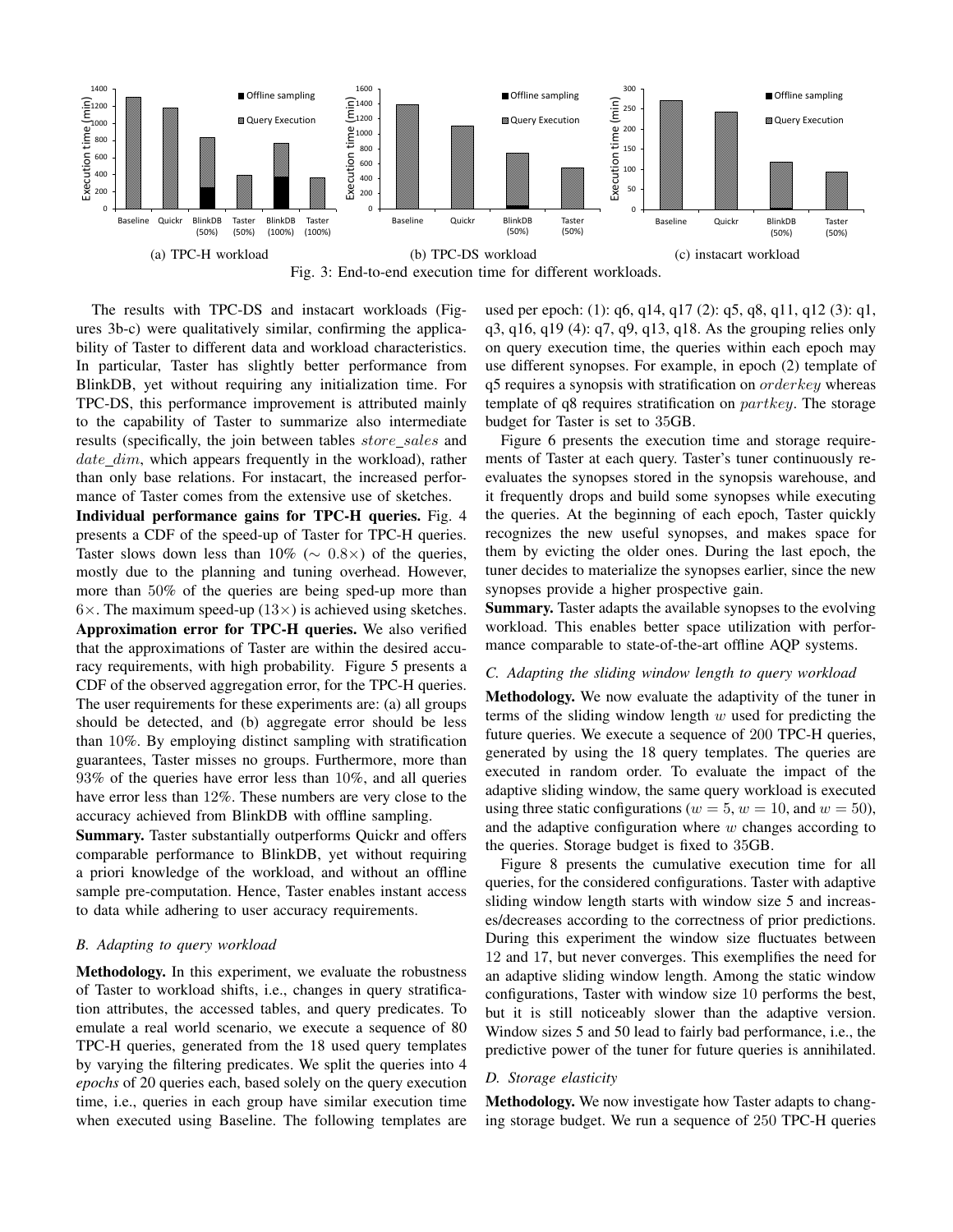Fig. 3: End-to-end execution time for different workloads.

(a) TPC-H workload (b) TPC-DS workload (c) instacart workload

The results with TPC-DS and instacart workloads (Figures 3b-c) were qualitatively similar, confirming the applicability of Taster to different data and workload characteristics. In particular, Taster has slightly better performance from BlinkDB, yet without requiring any initialization time. For TPC-DS, this performance improvement is attributed mainly to the capability of Taster to summarize also intermediate results (specifically, the join between tables $store\_sales$ and $date\_dim$, which appears frequently in the workload), rather than only base relations. For instacart, the increased performance of Taster comes from the extensive use of sketches.

**Individual performance gains for TPC-H queries.** Fig. 4 presents a CDF of the speed-up of Taster for TPC-H queries. Taster slows down less than 10% ($\sim 0.8\times$) of the queries, mostly due to the planning and tuning overhead. However, more than 50% of the queries are being sped-up more than $6\times$. The maximum speed-up ($13\times$) is achieved using sketches.

**Approximation error for TPC-H queries.** We also verified that the approximations of Taster are within the desired accuracy requirements, with high probability. Figure 5 presents a CDF of the observed aggregation error, for the TPC-H queries. The user requirements for these experiments are: (a) all groups should be detected, and (b) aggregate error should be less than 10%. By employing distinct sampling with stratification guarantees, Taster misses no groups. Furthermore, more than 93% of the queries have error less than 10%, and all queries have error less than 12%. These numbers are very close to the accuracy achieved from BlinkDB with offline sampling.

**Summary.** Taster substantially outperforms Quickr and offers comparable performance to BlinkDB, yet without requiring a priori knowledge of the workload, and without an offline sample pre-computation. Hence, Taster enables instant access to data while adhering to user accuracy requirements.

### B. Adapting to query workload

**Methodology.** In this experiment, we evaluate the robustness of Taster to workload shifts, i.e., changes in query stratification attributes, the accessed tables, and query predicates. To emulate a real world scenario, we execute a sequence of 80 TPC-H queries, generated from the 18 used query templates by varying the filtering predicates. We split the queries into 4 *epochs* of 20 queries each, based solely on the query execution time, i.e., queries in each group have similar execution time when executed using Baseline. The following templates are used per epoch: (1): q6, q14, q17 (2): q5, q8, q11, q12 (3): q1, q3, q16, q19 (4): q7, q9, q13, q18. As the grouping relies only on query execution time, the queries within each epoch may use different synopses. For example, in epoch (2) template of q5 requires a synopsis with stratification on $orderkey$ whereas template of q8 requires stratification on $partkey$. The storage budget for Taster is set to 35GB.

Figure 6 presents the execution time and storage requirements of Taster at each query. Taster's tuner continuously reevaluates the synopses stored in the synopsis warehouse, and it frequently drops and build some synopses while executing the queries. At the beginning of each epoch, Taster quickly recognizes the new useful synopses, and makes space for them by evicting the older ones. During the last epoch, the tuner decides to materialize the synopses earlier, since the new synopses provide a higher prospective gain.

**Summary.** Taster adapts the available synopses to the evolving workload. This enables better space utilization with performance comparable to state-of-the-art offline AQP systems.

### C. Adapting the sliding window length to query workload

**Methodology.** We now evaluate the adaptivity of the tuner in terms of the sliding window length $w$ used for predicting the future queries. We execute a sequence of 200 TPC-H queries, generated by using the 18 query templates. The queries are executed in random order. To evaluate the impact of the adaptive sliding window, the same query workload is executed using three static configurations ($w = 5$, $w = 10$, and $w = 50$), and the adaptive configuration where $w$ changes according to the queries. Storage budget is fixed to 35GB.

Figure 8 presents the cumulative execution time for all queries, for the considered configurations. Taster with adaptive sliding window length starts with window size 5 and increases/decreases according to the correctness of prior predictions. During this experiment the window size fluctuates between 12 and 17, but never converges. This exemplifies the need for an adaptive sliding window length. Among the static window configurations, Taster with window size 10 performs the best, but it is still noticeably slower than the adaptive version. Window sizes 5 and 50 lead to fairly bad performance, i.e., the predictive power of the tuner for future queries is annihilated.

### D. Storage elasticity

**Methodology.** We now investigate how Taster adapts to changing storage budget. We run a sequence of 250 TPC-H queries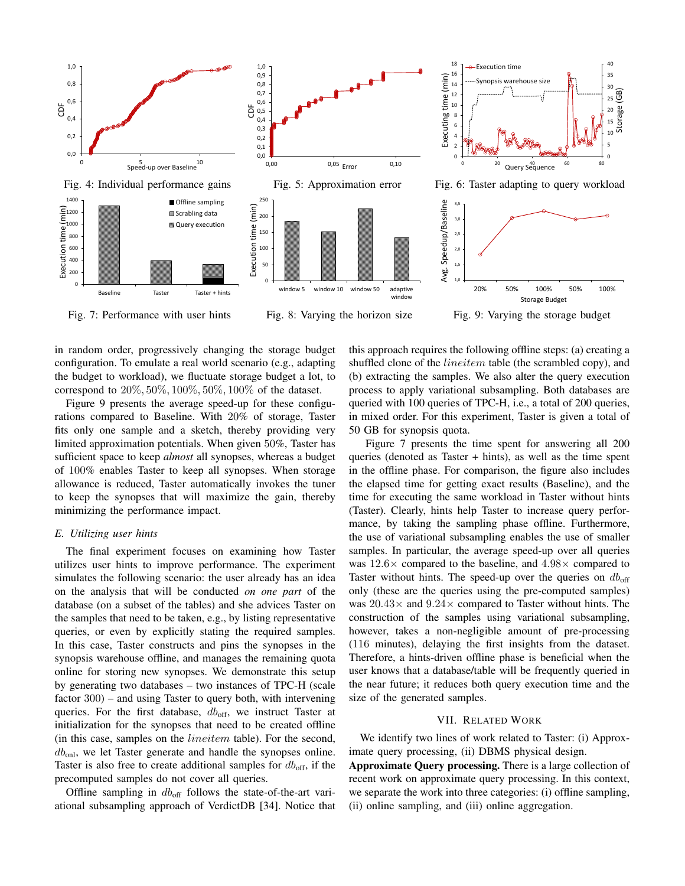Fig. 4: Individual performance gains

Fig. 5: Approximation error

Fig. 6: Taster adapting to query workload

Fig. 7: Performance with user hints

Fig. 8: Varying the horizon size

Fig. 9: Varying the storage budget

in random order, progressively changing the storage budget configuration. To emulate a real world scenario (e.g., adapting the budget to workload), we fluctuate storage budget a lot, to correspond to $20\%, 50\%, 100\%, 50\%, 100\%$ of the dataset.

Figure 9 presents the average speed-up for these configurations compared to Baseline. With 20% of storage, Taster fits only one sample and a sketch, thereby providing very limited approximation potentials. When given $50\%$, Taster has sufficient space to keep *almost* all synopses, whereas a budget of $100\%$ enables Taster to keep all synopses. When storage allowance is reduced, Taster automatically invokes the tuner to keep the synopses that will maximize the gain, thereby minimizing the performance impact.

### *E. Utilizing user hints*

The final experiment focuses on examining how Taster utilizes user hints to improve performance. The experiment simulates the following scenario: the user already has an idea on the analysis that will be conducted *on one part* of the database (on a subset of the tables) and she advices Taster on the samples that need to be taken, e.g., by listing representative queries, or even by explicitly stating the required samples. In this case, Taster constructs and pins the synopses in the synopsis warehouse offline, and manages the remaining quota online for storing new synopses. We demonstrate this setup by generating two databases – two instances of TPC-H (scale factor 300) – and using Taster to query both, with intervening queries. For the first database, $db_{\text{off}}$, we instruct Taster at initialization for the synopses that need to be created offline (in this case, samples on the $lineitem$ table). For the second, $db_{\text{onl}}$, we let Taster generate and handle the synopses online. Taster is also free to create additional samples for $db_{\text{off}}$, if the precomputed samples do not cover all queries.

Offline sampling in $db_{\text{off}}$ follows the state-of-the-art variational subsampling approach of VerdictDB [34]. Notice that this approach requires the following offline steps: (a) creating a shuffled clone of the $lineitem$ table (the scrambled copy), and (b) extracting the samples. We also alter the query execution process to apply variational subsampling. Both databases are queried with 100 queries of TPC-H, i.e., a total of 200 queries, in mixed order. For this experiment, Taster is given a total of 50 GB for synopsis quota.

Figure 7 presents the time spent for answering all 200 queries (denoted as Taster + hints), as well as the time spent in the offline phase. For comparison, the figure also includes the elapsed time for getting exact results (Baseline), and the time for executing the same workload in Taster without hints (Taster). Clearly, hints help Taster to increase query performance, by taking the sampling phase offline. Furthermore, the use of variational subsampling enables the use of smaller samples. In particular, the average speed-up over all queries was $12.6\times$ compared to the baseline, and $4.98\times$ compared to Taster without hints. The speed-up over the queries on $db_{\text{off}}$ only (these are the queries using the pre-computed samples) was $20.43\times$ and $9.24\times$ compared to Taster without hints. The construction of the samples using variational subsampling, however, takes a non-negligible amount of pre-processing (116 minutes), delaying the first insights from the dataset. Therefore, a hints-driven offline phase is beneficial when the user knows that a database/table will be frequently queried in the near future; it reduces both query execution time and the size of the generated samples.

## VII. Related Work

We identify two lines of work related to Taster: (i) Approximate query processing, (ii) DBMS physical design.

**Approximate Query processing.** There is a large collection of recent work on approximate query processing. In this context, we separate the work into three categories: (i) offline sampling, (ii) online sampling, and (iii) online aggregation.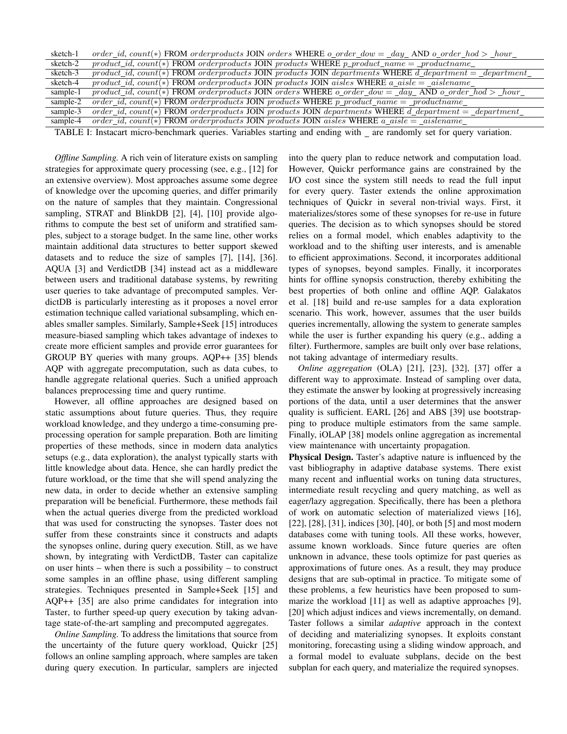| | |
|---|---|
| sketch-1 | $order\_id$, $count(*)$ FROM $orderproducts$ JOIN $orders$ WHERE $o\_order\_dow = \_day\_$ AND $o\_order\_hod > \_hour\_$ |
| sketch-2 | $product\_id$, $count(*)$ FROM $orderproducts$ JOIN $products$ WHERE $p\_product\_name = \_productname\_$ |
| sketch-3 | $product\_id$, $count(*)$ FROM $orderproducts$ JOIN $products$ JOIN $departments$ WHERE $d\_department = \_department\_$ |
| sketch-4 | $product\_id$, $count(*)$ FROM $orderproducts$ JOIN $products$ JOIN $aisles$ WHERE $a\_aisle = \_aislename\_$ |
| sample-1 | $product\_id$, $count(*)$ FROM $orderproducts$ JOIN $orders$ WHERE $o\_order\_dow = \_day\_$ AND $o\_order\_hod > \_hour\_$ |
| sample-2 | $order\_id$, $count(*)$ FROM $orderproducts$ JOIN $products$ WHERE $p\_product\_name = \_productname\_$ |
| sample-3 | $order\_id$, $count(*)$ FROM $orderproducts$ JOIN $products$ JOIN $departments$ WHERE $d\_department = \_department\_$ |
| sample-4 | $order\_id$, $count(*)$ FROM $orderproducts$ JOIN $products$ JOIN $aisles$ WHERE $a\_aisle = \_aislename\_$ |

TABLE I: Instacart micro-benchmark queries. Variables starting and ending with _ are randomly set for query variation.

*Offline Sampling.* A rich vein of literature exists on sampling strategies for approximate query processing (see, e.g., [12] for an extensive overview). Most approaches assume some degree of knowledge over the upcoming queries, and differ primarily on the nature of samples that they maintain. Congressional sampling, STRAT and BlinkDB [2], [4], [10] provide algorithms to compute the best set of uniform and stratified samples, subject to a storage budget. In the same line, other works maintain additional data structures to better support skewed datasets and to reduce the size of samples [7], [14], [36]. AQUA [3] and VerdictDB [34] instead act as a middleware between users and traditional database systems, by rewriting user queries to take advantage of precomputed samples. VerdictDB is particularly interesting as it proposes a novel error estimation technique called variational subsampling, which enables smaller samples. Similarly, Sample+Seek [15] introduces measure-biased sampling which takes advantage of indexes to create more efficient samples and provide error guarantees for GROUP BY queries with many groups. AQP++ [35] blends AQP with aggregate precomputation, such as data cubes, to handle aggregate relational queries. Such a unified approach balances preprocessing time and query runtime.

However, all offline approaches are designed based on static assumptions about future queries. Thus, they require workload knowledge, and they undergo a time-consuming preprocessing operation for sample preparation. Both are limiting properties of these methods, since in modern data analytics setups (e.g., data exploration), the analyst typically starts with little knowledge about data. Hence, she can hardly predict the future workload, or the time that she will spend analyzing the new data, in order to decide whether an extensive sampling preparation will be beneficial. Furthermore, these methods fail when the actual queries diverge from the predicted workload that was used for constructing the synopses. Taster does not suffer from these constraints since it constructs and adapts the synopses online, during query execution. Still, as we have shown, by integrating with VerdictDB, Taster can capitalize on user hints – when there is such a possibility – to construct some samples in an offline phase, using different sampling strategies. Techniques presented in Sample+Seek [15] and AQP++ [35] are also prime candidates for integration into Taster, to further speed-up query execution by taking advantage state-of-the-art sampling and precomputed aggregates.

*Online Sampling.* To address the limitations that source from the uncertainty of the future query workload, Quickr [25] follows an online sampling approach, where samples are taken during query execution. In particular, samplers are injected into the query plan to reduce network and computation load. However, Quickr performance gains are constrained by the I/O cost since the system still needs to read the full input for every query. Taster extends the online approximation techniques of Quickr in several non-trivial ways. First, it materializes/stores some of these synopses for re-use in future queries. The decision as to which synopses should be stored relies on a formal model, which enables adaptivity to the workload and to the shifting user interests, and is amenable to efficient approximations. Second, it incorporates additional types of synopses, beyond samples. Finally, it incorporates hints for offline synopsis construction, thereby exhibiting the best properties of both online and offline AQP. Galakatos et al. [18] build and re-use samples for a data exploration scenario. This work, however, assumes that the user builds queries incrementally, allowing the system to generate samples while the user is further expanding his query (e.g., adding a filter). Furthermore, samples are built only over base relations, not taking advantage of intermediary results.

*Online aggregation* (OLA) [21], [23], [32], [37] offer a different way to approximate. Instead of sampling over data, they estimate the answer by looking at progressively increasing portions of the data, until a user determines that the answer quality is sufficient. EARL [26] and ABS [39] use bootstrapping to produce multiple estimators from the same sample. Finally, iOLAP [38] models online aggregation as incremental view maintenance with uncertainty propagation.

**Physical Design.** Taster's adaptive nature is influenced by the vast bibliography in adaptive database systems. There exist many recent and influential works on tuning data structures, intermediate result recycling and query matching, as well as eager/lazy aggregation. Specifically, there has been a plethora of work on automatic selection of materialized views [16], [22], [28], [31], indices [30], [40], or both [5] and most modern databases come with tuning tools. All these works, however, assume known workloads. Since future queries are often unknown in advance, these tools optimize for past queries as approximations of future ones. As a result, they may produce designs that are sub-optimal in practice. To mitigate some of these problems, a few heuristics have been proposed to summarize the workload [11] as well as adaptive approaches [9], [20] which adjust indices and views incrementally, on demand. Taster follows a similar *adaptive* approach in the context of deciding and materializing synopses. It exploits constant monitoring, forecasting using a sliding window approach, and a formal model to evaluate subplans, decide on the best subplan for each query, and materialize the required synopses.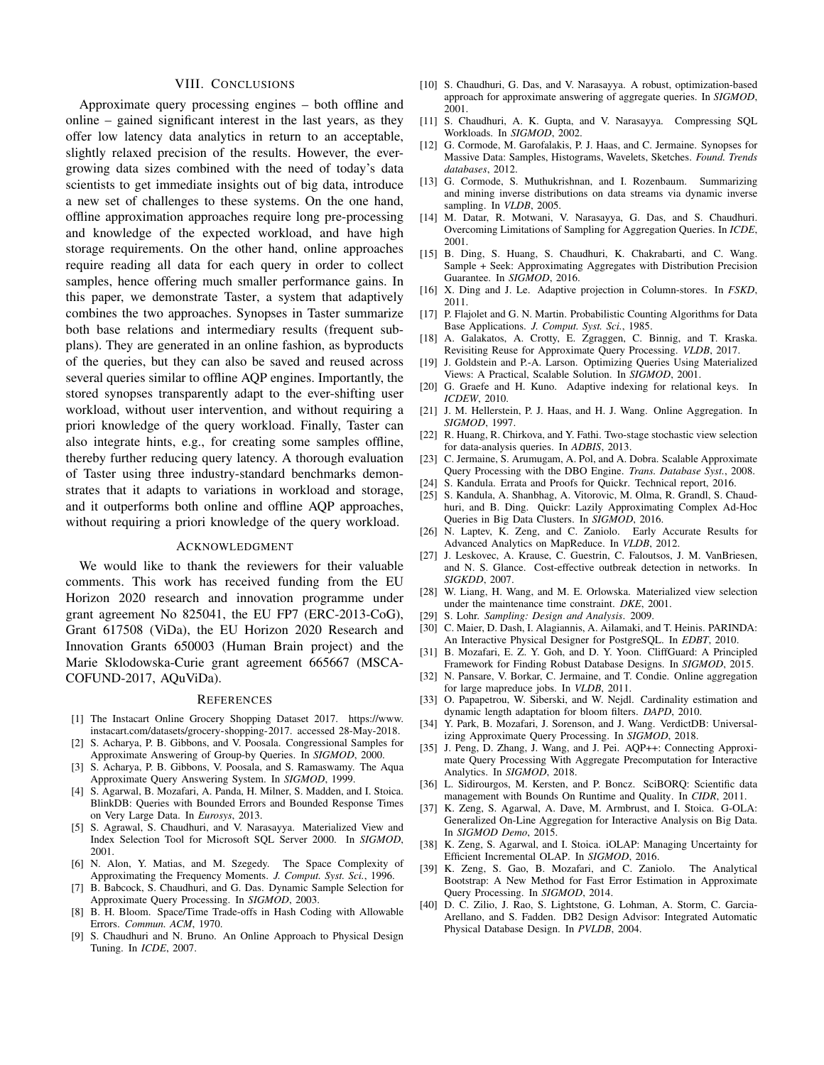## VIII. Conclusions

Approximate query processing engines – both offline and online – gained significant interest in the last years, as they offer low latency data analytics in return to an acceptable, slightly relaxed precision of the results. However, the ever-growing data sizes combined with the need of today's data scientists to get immediate insights out of big data, introduce a new set of challenges to these systems. On the one hand, offline approximation approaches require long pre-processing and knowledge of the expected workload, and have high storage requirements. On the other hand, online approaches require reading all data for each query in order to collect samples, hence offering much smaller performance gains. In this paper, we demonstrate Taster, a system that adaptively combines the two approaches. Synopses in Taster summarize both base relations and intermediary results (frequent subplans). They are generated in an online fashion, as byproducts of the queries, but they can also be saved and reused across several queries similar to offline AQP engines. Importantly, the stored synopses transparently adapt to the ever-shifting user workload, without user intervention, and without requiring a priori knowledge of the query workload. Finally, Taster can also integrate hints, e.g., for creating some samples offline, thereby further reducing query latency. A thorough evaluation of Taster using three industry-standard benchmarks demonstrates that it adapts to variations in workload and storage, and it outperforms both online and offline AQP approaches, without requiring a priori knowledge of the query workload.

## Acknowledgment

We would like to thank the reviewers for their valuable comments. This work has received funding from the EU Horizon 2020 research and innovation programme under grant agreement No 825041, the EU FP7 (ERC-2013-CoG), Grant 617508 (ViDa), the EU Horizon 2020 Research and Innovation Grants 650003 (Human Brain project) and the Marie Sklodowska-Curie grant agreement 665667 (MSCA-COFUND-2017, AQuViDa).

## References

[1] The Instacart Online Grocery Shopping Dataset 2017. https://www.instacart.com/datasets/grocery-shopping-2017. accessed 28-May-2018.

[2] S. Acharya, P. B. Gibbons, and V. Poosala. Congressional Samples for Approximate Answering of Group-by Queries. In *SIGMOD*, 2000.

[3] S. Acharya, P. B. Gibbons, V. Poosala, and S. Ramaswamy. The Aqua Approximate Query Answering System. In *SIGMOD*, 1999.

[4] S. Agarwal, B. Mozafari, A. Panda, H. Milner, S. Madden, and I. Stoica. BlinkDB: Queries with Bounded Errors and Bounded Response Times on Very Large Data. In *Eurosys*, 2013.

[5] S. Agrawal, S. Chaudhuri, and V. Narasayya. Materialized View and Index Selection Tool for Microsoft SQL Server 2000. In *SIGMOD*, 2001.

[6] N. Alon, Y. Matias, and M. Szegedy. The Space Complexity of Approximating the Frequency Moments. *J. Comput. Syst. Sci.*, 1996.

[7] B. Babcock, S. Chaudhuri, and G. Das. Dynamic Sample Selection for Approximate Query Processing. In *SIGMOD*, 2003.

[8] B. H. Bloom. Space/Time Trade-offs in Hash Coding with Allowable Errors. *Commun. ACM*, 1970.

[9] S. Chaudhuri and N. Bruno. An Online Approach to Physical Design Tuning. In *ICDE*, 2007.

[10] S. Chaudhuri, G. Das, and V. Narasayya. A robust, optimization-based approach for approximate answering of aggregate queries. In *SIGMOD*, 2001.

[11] S. Chaudhuri, A. K. Gupta, and V. Narasayya. Compressing SQL Workloads. In *SIGMOD*, 2002.

[12] G. Cormode, M. Garofalakis, P. J. Haas, and C. Jermaine. Synopses for Massive Data: Samples, Histograms, Wavelets, Sketches. *Found. Trends databases*, 2012.

[13] G. Cormode, S. Muthukrishnan, and I. Rozenbaum. Summarizing and mining inverse distributions on data streams via dynamic inverse sampling. In *VLDB*, 2005.

[14] M. Datar, R. Motwani, V. Narasayya, G. Das, and S. Chaudhuri. Overcoming Limitations of Sampling for Aggregation Queries. In *ICDE*, 2001.

[15] B. Ding, S. Huang, S. Chaudhuri, K. Chakrabarti, and C. Wang. Sample + Seek: Approximating Aggregates with Distribution Precision Guarantee. In *SIGMOD*, 2016.

[16] X. Ding and J. Le. Adaptive projection in Column-stores. In *FSKD*, 2011.

[17] P. Flajolet and G. N. Martin. Probabilistic Counting Algorithms for Data Base Applications. *J. Comput. Syst. Sci.*, 1985.

[18] A. Galakatos, A. Crotty, E. Zgraggen, C. Binnig, and T. Kraska. Revisiting Reuse for Approximate Query Processing. *VLDB*, 2017.

[19] J. Goldstein and P.-A. Larson. Optimizing Queries Using Materialized Views: A Practical, Scalable Solution. In *SIGMOD*, 2001.

[20] G. Graefe and H. Kuno. Adaptive indexing for relational keys. In *ICDEW*, 2010.

[21] J. M. Hellerstein, P. J. Haas, and H. J. Wang. Online Aggregation. In *SIGMOD*, 1997.

[22] R. Huang, R. Chirkova, and Y. Fathi. Two-stage stochastic view selection for data-analysis queries. In *ADBIS*, 2013.

[23] C. Jermaine, S. Arumugam, A. Pol, and A. Dobra. Scalable Approximate Query Processing with the DBO Engine. *Trans. Database Syst.*, 2008.

[24] S. Kandula. Errata and Proofs for Quickr. Technical report, 2016.

[25] S. Kandula, A. Shanbhag, A. Vitorovic, M. Olma, R. Grandl, S. Chaudhuri, and B. Ding. Quickr: Lazily Approximating Complex Ad-Hoc Queries in Big Data Clusters. In *SIGMOD*, 2016.

[26] N. Laptev, K. Zeng, and C. Zaniolo. Early Accurate Results for Advanced Analytics on MapReduce. In *VLDB*, 2012.

[27] J. Leskovec, A. Krause, C. Guestrin, C. Faloutsos, J. M. VanBriesen, and N. S. Glance. Cost-effective outbreak detection in networks. In *SIGKDD*, 2007.

[28] W. Liang, H. Wang, and M. E. Orlowska. Materialized view selection under the maintenance time constraint. *DKE*, 2001.

[29] S. Lohr. *Sampling: Design and Analysis*. 2009.

[30] C. Maier, D. Dash, I. Alagiannis, A. Ailamaki, and T. Heinis. PARINDA: An Interactive Physical Designer for PostgreSQL. In *EDBT*, 2010.

[31] B. Mozafari, E. Z. Y. Goh, and D. Y. Yoon. CliffGuard: A Principled Framework for Finding Robust Database Designs. In *SIGMOD*, 2015.

[32] N. Pansare, V. Borkar, C. Jermaine, and T. Condie. Online aggregation for large mapreduce jobs. In *VLDB*, 2011.

[33] O. Papapetrou, W. Siberski, and W. Nejdl. Cardinality estimation and dynamic length adaptation for bloom filters. *DAPD*, 2010.

[34] Y. Park, B. Mozafari, J. Sorenson, and J. Wang. VerdictDB: Universalizing Approximate Query Processing. In *SIGMOD*, 2018.

[35] J. Peng, D. Zhang, J. Wang, and J. Pei. AQP++: Connecting Approximate Query Processing With Aggregate Precomputation for Interactive Analytics. In *SIGMOD*, 2018.

[36] L. Sidirourgos, M. Kersten, and P. Boncz. SciBORQ: Scientific data management with Bounds On Runtime and Quality. In *CIDR*, 2011.

[37] K. Zeng, S. Agarwal, A. Dave, M. Armbrust, and I. Stoica. G-OLA: Generalized On-Line Aggregation for Interactive Analysis on Big Data. In *SIGMOD Demo*, 2015.

[38] K. Zeng, S. Agarwal, and I. Stoica. iOLAP: Managing Uncertainty for Efficient Incremental OLAP. In *SIGMOD*, 2016.

[39] K. Zeng, S. Gao, B. Mozafari, and C. Zaniolo. The Analytical Bootstrap: A New Method for Fast Error Estimation in Approximate Query Processing. In *SIGMOD*, 2014.

[40] D. C. Zilio, J. Rao, S. Lightstone, G. Lohman, A. Storm, C. Garcia-Arellano, and S. Fadden. DB2 Design Advisor: Integrated Automatic Physical Database Design. In *PVLDB*, 2004.